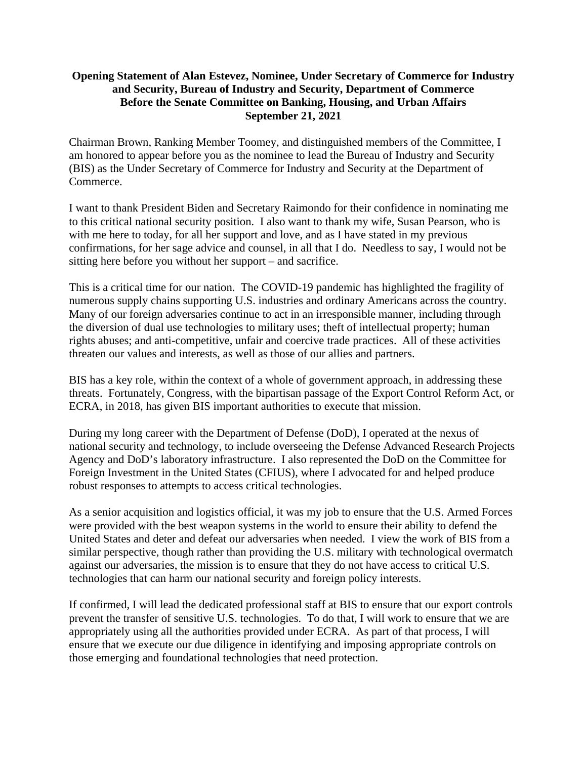**Opening Statement of Alan Estevez, Nominee, Under Secretary of Commerce for Industry and Security, Bureau of Industry and Security, Department of Commerce Before the Senate Committee on Banking, Housing, and Urban Affairs September 21, 2021**

Chairman Brown, Ranking Member Toomey, and distinguished members of the Committee, I am honored to appear before you as the nominee to lead the Bureau of Industry and Security (BIS) as the Under Secretary of Commerce for Industry and Security at the Department of Commerce.

I want to thank President Biden and Secretary Raimondo for their confidence in nominating me to this critical national security position. I also want to thank my wife, Susan Pearson, who is with me here to today, for all her support and love, and as I have stated in my previous confirmations, for her sage advice and counsel, in all that I do. Needless to say, I would not be sitting here before you without her support – and sacrifice.

This is a critical time for our nation. The COVID-19 pandemic has highlighted the fragility of numerous supply chains supporting U.S. industries and ordinary Americans across the country. Many of our foreign adversaries continue to act in an irresponsible manner, including through the diversion of dual use technologies to military uses; theft of intellectual property; human rights abuses; and anti-competitive, unfair and coercive trade practices. All of these activities threaten our values and interests, as well as those of our allies and partners.

BIS has a key role, within the context of a whole of government approach, in addressing these threats. Fortunately, Congress, with the bipartisan passage of the Export Control Reform Act, or ECRA, in 2018, has given BIS important authorities to execute that mission.

During my long career with the Department of Defense (DoD), I operated at the nexus of national security and technology, to include overseeing the Defense Advanced Research Projects Agency and DoD's laboratory infrastructure. I also represented the DoD on the Committee for Foreign Investment in the United States (CFIUS), where I advocated for and helped produce robust responses to attempts to access critical technologies.

As a senior acquisition and logistics official, it was my job to ensure that the U.S. Armed Forces were provided with the best weapon systems in the world to ensure their ability to defend the United States and deter and defeat our adversaries when needed. I view the work of BIS from a similar perspective, though rather than providing the U.S. military with technological overmatch against our adversaries, the mission is to ensure that they do not have access to critical U.S. technologies that can harm our national security and foreign policy interests.

If confirmed, I will lead the dedicated professional staff at BIS to ensure that our export controls prevent the transfer of sensitive U.S. technologies. To do that, I will work to ensure that we are appropriately using all the authorities provided under ECRA. As part of that process, I will ensure that we execute our due diligence in identifying and imposing appropriate controls on those emerging and foundational technologies that need protection.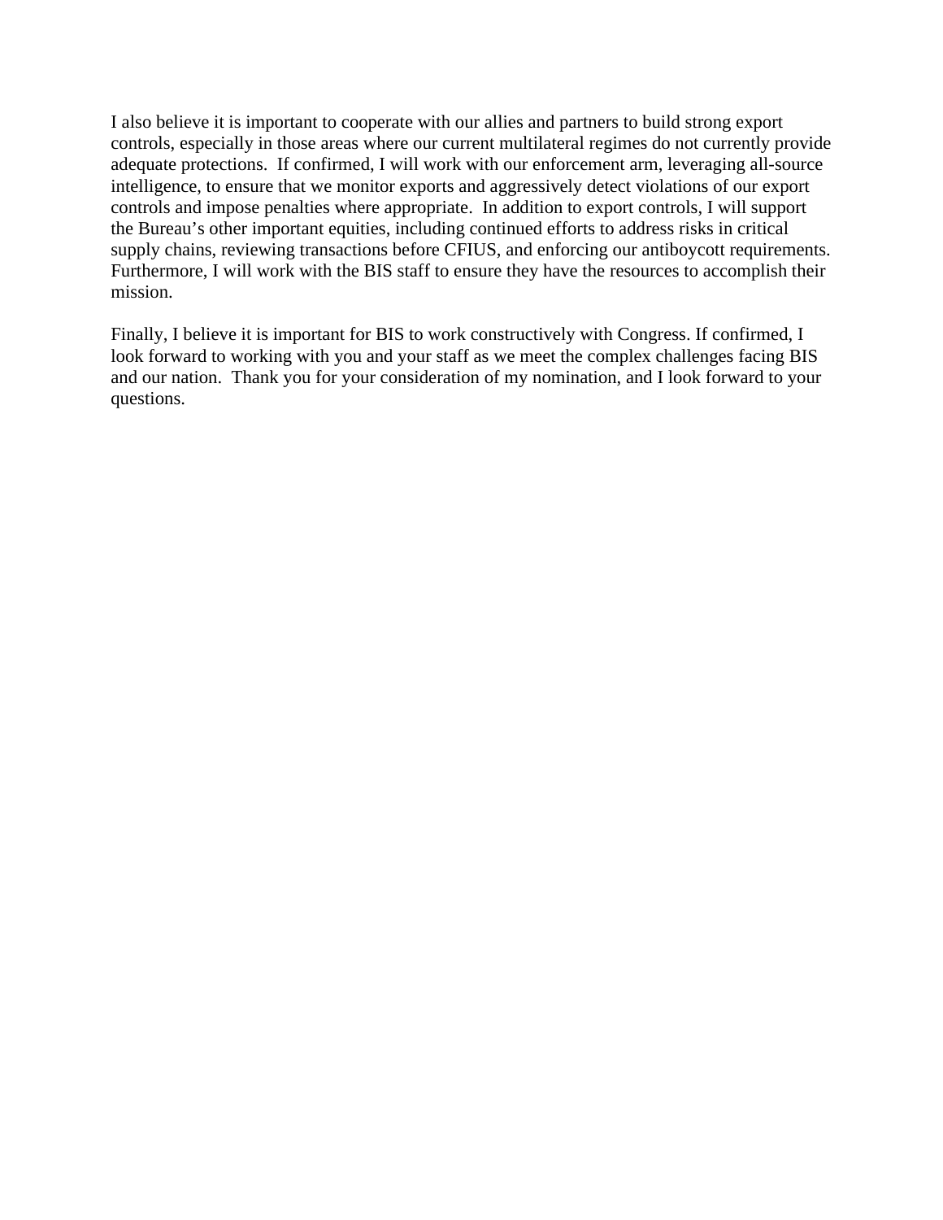I also believe it is important to cooperate with our allies and partners to build strong export controls, especially in those areas where our current multilateral regimes do not currently provide adequate protections. If confirmed, I will work with our enforcement arm, leveraging all-source intelligence, to ensure that we monitor exports and aggressively detect violations of our export controls and impose penalties where appropriate. In addition to export controls, I will support the Bureau's other important equities, including continued efforts to address risks in critical supply chains, reviewing transactions before CFIUS, and enforcing our antiboycott requirements. Furthermore, I will work with the BIS staff to ensure they have the resources to accomplish their mission.

Finally, I believe it is important for BIS to work constructively with Congress. If confirmed, I look forward to working with you and your staff as we meet the complex challenges facing BIS and our nation. Thank you for your consideration of my nomination, and I look forward to your questions.